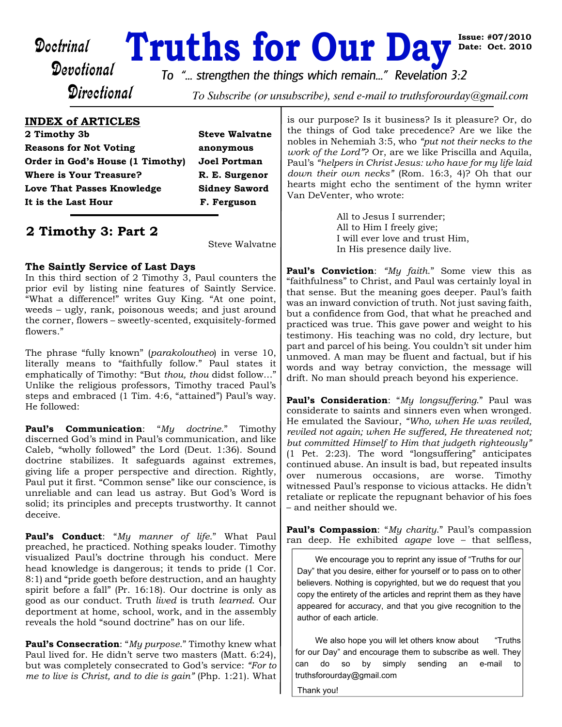# Truths for Our Day

Doctrinal
Devotional
Directional

**Issue: #07/2010**
**Date: Oct. 2010**

*To "... strengthen the things which remain..." Revelation 3:2*

*To Subscribe (or unsubscribe), send e-mail to truthsforourday@gmail.com*

## INDEX of ARTICLES

| Article | Author |
|---|---|
| **2 Timothy 3b** | **Steve Walvatne** |
| **Reasons for Not Voting** | **anonymous** |
| **Order in God's House (1 Timothy)** | **Joel Portman** |
| **Where is Your Treasure?** | **R. E. Surgenor** |
| **Love That Passes Knowledge** | **Sidney Saword** |
| **It is the Last Hour** | **F. Ferguson** |

## 2 Timothy 3: Part 2

Steve Walvatne

### The Saintly Service of Last Days

In this third section of 2 Timothy 3, Paul counters the prior evil by listing nine features of Saintly Service. "What a difference!" writes Guy King. "At one point, weeds – ugly, rank, poisonous weeds; and just around the corner, flowers – sweetly-scented, exquisitely-formed flowers."

The phrase "fully known" (*parakoloutheo*) in verse 10, literally means to "faithfully follow." Paul states it emphatically of Timothy: "But *thou, thou* didst follow..." Unlike the religious professors, Timothy traced Paul's steps and embraced (1 Tim. 4:6, "attained") Paul's way. He followed:

**Paul's Communication**: "*My doctrine*." Timothy discerned God's mind in Paul's communication, and like Caleb, "wholly followed" the Lord (Deut. 1:36). Sound doctrine stabilizes. It safeguards against extremes, giving life a proper perspective and direction. Rightly, Paul put it first. "Common sense" like our conscience, is unreliable and can lead us astray. But God's Word is solid; its principles and precepts trustworthy. It cannot deceive.

**Paul's Conduct**: "*My manner of life*." What Paul preached, he practiced. Nothing speaks louder. Timothy visualized Paul's doctrine through his conduct. Mere head knowledge is dangerous; it tends to pride (1 Cor. 8:1) and "pride goeth before destruction, and an haughty spirit before a fall" (Pr. 16:18). Our doctrine is only as good as our conduct. Truth *lived* is truth *learned*. Our deportment at home, school, work, and in the assembly reveals the hold "sound doctrine" has on our life.

**Paul's Consecration**: "*My purpose*." Timothy knew what Paul lived for. He didn't serve two masters (Matt. 6:24), but was completely consecrated to God's service: *"For to me to live is Christ, and to die is gain"* (Php. 1:21). What is our purpose? Is it business? Is it pleasure? Or, do the things of God take precedence? Are we like the nobles in Nehemiah 3:5, who *"put not their necks to the work of the Lord"*? Or, are we like Priscilla and Aquila, Paul's *"helpers in Christ Jesus: who have for my life laid down their own necks"* (Rom. 16:3, 4)? Oh that our hearts might echo the sentiment of the hymn writer Van DeVenter, who wrote:

> All to Jesus I surrender;
> All to Him I freely give;
> I will ever love and trust Him,
> In His presence daily live.

**Paul's Conviction**: *"My faith."* Some view this as "faithfulness" to Christ, and Paul was certainly loyal in that sense. But the meaning goes deeper. Paul's faith was an inward conviction of truth. Not just saving faith, but a confidence from God, that what he preached and practiced was true. This gave power and weight to his testimony. His teaching was no cold, dry lecture, but part and parcel of his being. You couldn't sit under him unmoved. A man may be fluent and factual, but if his words and way betray conviction, the message will drift. No man should preach beyond his experience.

**Paul's Consideration**: "*My longsuffering*." Paul was considerate to saints and sinners even when wronged. He emulated the Saviour, *"Who, when He was reviled, reviled not again; when He suffered, He threatened not; but committed Himself to Him that judgeth righteously"* (1 Pet. 2:23). The word "longsuffering" anticipates continued abuse. An insult is bad, but repeated insults over numerous occasions, are worse. Timothy witnessed Paul's response to vicious attacks. He didn't retaliate or replicate the repugnant behavior of his foes – and neither should we.

**Paul's Compassion**: "*My charity*." Paul's compassion ran deep. He exhibited *agape* love – that selfless,

---

We encourage you to reprint any issue of "Truths for our Day" that you desire, either for yourself or to pass on to other believers. Nothing is copyrighted, but we do request that you copy the entirety of the articles and reprint them as they have appeared for accuracy, and that you give recognition to the author of each article.

We also hope you will let others know about "Truths for our Day" and encourage them to subscribe as well. They can do so by simply sending an e-mail to truthsforourday@gmail.com

Thank you!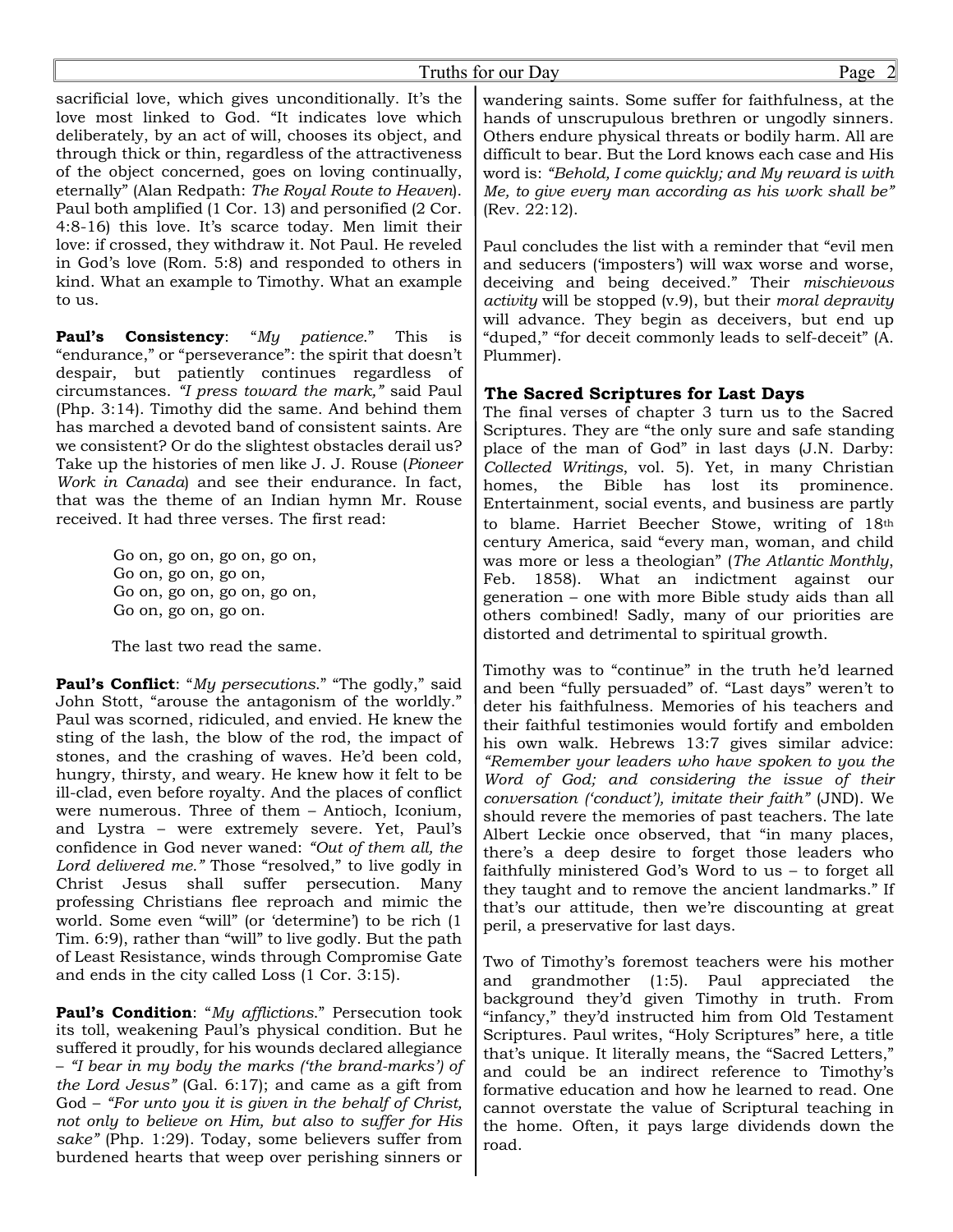sacrificial love, which gives unconditionally. It's the love most linked to God. "It indicates love which deliberately, by an act of will, chooses its object, and through thick or thin, regardless of the attractiveness of the object concerned, goes on loving continually, eternally" (Alan Redpath: *The Royal Route to Heaven*). Paul both amplified (1 Cor. 13) and personified (2 Cor. 4:8-16) this love. It's scarce today. Men limit their love: if crossed, they withdraw it. Not Paul. He reveled in God's love (Rom. 5:8) and responded to others in kind. What an example to Timothy. What an example to us.

**Paul's Consistency**: "*My patience*." This is "endurance," or "perseverance": the spirit that doesn't despair, but patiently continues regardless of circumstances. *"I press toward the mark,"* said Paul (Php. 3:14). Timothy did the same. And behind them has marched a devoted band of consistent saints. Are we consistent? Or do the slightest obstacles derail us? Take up the histories of men like J. J. Rouse (*Pioneer Work in Canada*) and see their endurance. In fact, that was the theme of an Indian hymn Mr. Rouse received. It had three verses. The first read:

> Go on, go on, go on, go on,
> Go on, go on, go on,
> Go on, go on, go on, go on,
> Go on, go on, go on.
>
> The last two read the same.

**Paul's Conflict**: "*My persecutions*." "The godly," said John Stott, "arouse the antagonism of the worldly." Paul was scorned, ridiculed, and envied. He knew the sting of the lash, the blow of the rod, the impact of stones, and the crashing of waves. He'd been cold, hungry, thirsty, and weary. He knew how it felt to be ill-clad, even before royalty. And the places of conflict were numerous. Three of them – Antioch, Iconium, and Lystra – were extremely severe. Yet, Paul's confidence in God never waned: *"Out of them all, the Lord delivered me."* Those "resolved," to live godly in Christ Jesus shall suffer persecution. Many professing Christians flee reproach and mimic the world. Some even "will" (or 'determine') to be rich (1 Tim. 6:9), rather than "will" to live godly. But the path of Least Resistance, winds through Compromise Gate and ends in the city called Loss (1 Cor. 3:15).

**Paul's Condition**: "*My afflictions*." Persecution took its toll, weakening Paul's physical condition. But he suffered it proudly, for his wounds declared allegiance – *"I bear in my body the marks ('the brand-marks') of the Lord Jesus"* (Gal. 6:17); and came as a gift from God – *"For unto you it is given in the behalf of Christ, not only to believe on Him, but also to suffer for His sake"* (Php. 1:29). Today, some believers suffer from burdened hearts that weep over perishing sinners or wandering saints. Some suffer for faithfulness, at the hands of unscrupulous brethren or ungodly sinners. Others endure physical threats or bodily harm. All are difficult to bear. But the Lord knows each case and His word is: *"Behold, I come quickly; and My reward is with Me, to give every man according as his work shall be"* (Rev. 22:12).

Paul concludes the list with a reminder that "evil men and seducers ('imposters') will wax worse and worse, deceiving and being deceived." Their *mischievous activity* will be stopped (v.9), but their *moral depravity* will advance. They begin as deceivers, but end up "duped," "for deceit commonly leads to self-deceit" (A. Plummer).

### The Sacred Scriptures for Last Days

The final verses of chapter 3 turn us to the Sacred Scriptures. They are "the only sure and safe standing place of the man of God" in last days (J.N. Darby: *Collected Writings*, vol. 5). Yet, in many Christian homes, the Bible has lost its prominence. Entertainment, social events, and business are partly to blame. Harriet Beecher Stowe, writing of 18th century America, said "every man, woman, and child was more or less a theologian" (*The Atlantic Monthly*, Feb. 1858). What an indictment against our generation – one with more Bible study aids than all others combined! Sadly, many of our priorities are distorted and detrimental to spiritual growth.

Timothy was to "continue" in the truth he'd learned and been "fully persuaded" of. "Last days" weren't to deter his faithfulness. Memories of his teachers and their faithful testimonies would fortify and embolden his own walk. Hebrews 13:7 gives similar advice: *"Remember your leaders who have spoken to you the Word of God; and considering the issue of their conversation ('conduct'), imitate their faith"* (JND). We should revere the memories of past teachers. The late Albert Leckie once observed, that "in many places, there's a deep desire to forget those leaders who faithfully ministered God's Word to us – to forget all they taught and to remove the ancient landmarks." If that's our attitude, then we're discounting at great peril, a preservative for last days.

Two of Timothy's foremost teachers were his mother and grandmother (1:5). Paul appreciated the background they'd given Timothy in truth. From "infancy," they'd instructed him from Old Testament Scriptures. Paul writes, "Holy Scriptures" here, a title that's unique. It literally means, the "Sacred Letters," and could be an indirect reference to Timothy's formative education and how he learned to read. One cannot overstate the value of Scriptural teaching in the home. Often, it pays large dividends down the road.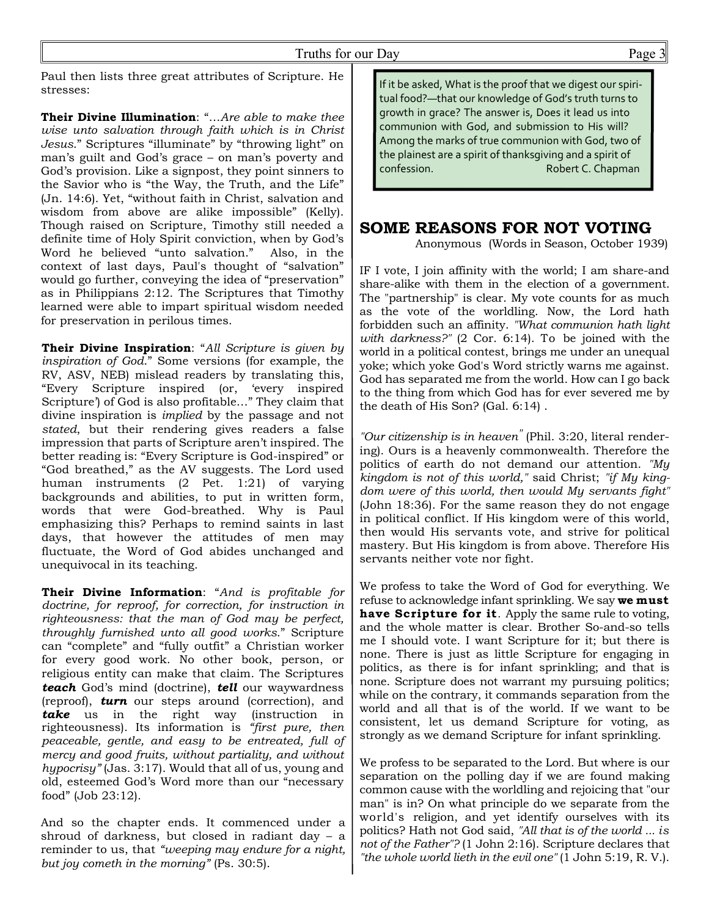Paul then lists three great attributes of Scripture. He stresses:

**Their Divine Illumination**: "*…Are able to make thee wise unto salvation through faith which is in Christ Jesus.*" Scriptures "illuminate" by "throwing light" on man's guilt and God's grace – on man's poverty and God's provision. Like a signpost, they point sinners to the Savior who is "the Way, the Truth, and the Life" (Jn. 14:6). Yet, "without faith in Christ, salvation and wisdom from above are alike impossible" (Kelly). Though raised on Scripture, Timothy still needed a definite time of Holy Spirit conviction, when by God's Word he believed "unto salvation." Also, in the context of last days, Paul's thought of "salvation" would go further, conveying the idea of "preservation" as in Philippians 2:12. The Scriptures that Timothy learned were able to impart spiritual wisdom needed for preservation in perilous times.

**Their Divine Inspiration**: "*All Scripture is given by inspiration of God.*" Some versions (for example, the RV, ASV, NEB) mislead readers by translating this, "Every Scripture inspired (or, 'every inspired Scripture') of God is also profitable…" They claim that divine inspiration is *implied* by the passage and not *stated*, but their rendering gives readers a false impression that parts of Scripture aren't inspired. The better reading is: "Every Scripture is God-inspired" or "God breathed," as the AV suggests. The Lord used human instruments (2 Pet. 1:21) of varying backgrounds and abilities, to put in written form, words that were God-breathed. Why is Paul emphasizing this? Perhaps to remind saints in last days, that however the attitudes of men may fluctuate, the Word of God abides unchanged and unequivocal in its teaching.

**Their Divine Information**: "*And is profitable for doctrine, for reproof, for correction, for instruction in righteousness: that the man of God may be perfect, throughly furnished unto all good works.*" Scripture can "complete" and "fully outfit" a Christian worker for every good work. No other book, person, or religious entity can make that claim. The Scriptures ***teach*** God's mind (doctrine), ***tell*** our waywardness (reproof), ***turn*** our steps around (correction), and ***take*** us in the right way (instruction in righteousness). Its information is *"first pure, then peaceable, gentle, and easy to be entreated, full of mercy and good fruits, without partiality, and without hypocrisy"* (Jas. 3:17). Would that all of us, young and old, esteemed God's Word more than our "necessary food" (Job 23:12).

And so the chapter ends. It commenced under a shroud of darkness, but closed in radiant day – a reminder to us, that *"weeping may endure for a night, but joy cometh in the morning"* (Ps. 30:5).

> If it be asked, What is the proof that we digest our spiritual food?—that our knowledge of God's truth turns to growth in grace? The answer is, Does it lead us into communion with God, and submission to His will? Among the marks of true communion with God, two of the plainest are a spirit of thanksgiving and a spirit of confession. Robert C. Chapman

## SOME REASONS FOR NOT VOTING

Anonymous (Words in Season, October 1939)

IF I vote, I join affinity with the world; I am share-and share-alike with them in the election of a government. The "partnership" is clear. My vote counts for as much as the vote of the worldling. Now, the Lord hath forbidden such an affinity. *"What communion hath light with darkness?"* (2 Cor. 6:14). To be joined with the world in a political contest, brings me under an unequal yoke; which yoke God's Word strictly warns me against. God has separated me from the world. How can I go back to the thing from which God has for ever severed me by the death of His Son? (Gal. 6:14) .

*"Our citizenship is in heaven"* (Phil. 3:20, literal rendering). Ours is a heavenly commonwealth. Therefore the politics of earth do not demand our attention. *"My kingdom is not of this world,"* said Christ; *"if My kingdom were of this world, then would My servants fight"* (John 18:36). For the same reason they do not engage in political conflict. If His kingdom were of this world, then would His servants vote, and strive for political mastery. But His kingdom is from above. Therefore His servants neither vote nor fight.

We profess to take the Word of God for everything. We refuse to acknowledge infant sprinkling. We say **we must have Scripture for it**. Apply the same rule to voting, and the whole matter is clear. Brother So-and-so tells me I should vote. I want Scripture for it; but there is none. There is just as little Scripture for engaging in politics, as there is for infant sprinkling; and that is none. Scripture does not warrant my pursuing politics; while on the contrary, it commands separation from the world and all that is of the world. If we want to be consistent, let us demand Scripture for voting, as strongly as we demand Scripture for infant sprinkling.

We profess to be separated to the Lord. But where is our separation on the polling day if we are found making common cause with the worldling and rejoicing that "our man" is in? On what principle do we separate from the world's religion, and yet identify ourselves with its politics? Hath not God said, *"All that is of the world ... is not of the Father"?* (1 John 2:16). Scripture declares that *"the whole world lieth in the evil one"* (1 John 5:19, R. V.).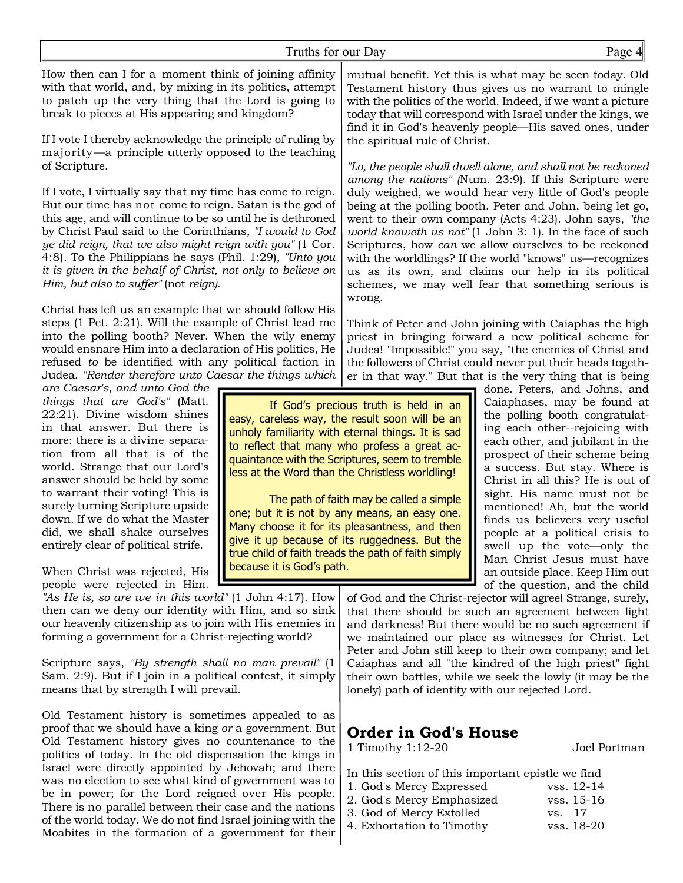How then can I for a moment think of joining affinity with that world, and, by mixing in its politics, attempt to patch up the very thing that the Lord is going to break to pieces at His appearing and kingdom?

If I vote I thereby acknowledge the principle of ruling by majority—a principle utterly opposed to the teaching of Scripture.

If I vote, I virtually say that my time has come to reign. But our time has not come to reign. Satan is the god of this age, and will continue to be so until he is dethroned by Christ Paul said to the Corinthians, *"I would to God ye did reign, that we also might reign with you"* (1 Cor. 4:8). To the Philippians he says (Phil. 1:29), *"Unto you it is given in the behalf of Christ, not only to believe on Him, but also to suffer"* (not *reign).*

Christ has left us an example that we should follow His steps (1 Pet. 2:21). Will the example of Christ lead me into the polling booth? Never. When the wily enemy would ensnare Him into a declaration of His politics, He refused *to* be identified with any political faction in Judea. *"Render therefore unto Caesar the things which are Caesar's, and unto God the things that are God's"* (Matt. 22:21). Divine wisdom shines in that answer. But there is more: there is a divine separation from all that is of the world. Strange that our Lord's answer should be held by some to warrant their voting! This is surely turning Scripture upside down. If we do what the Master did, we shall shake ourselves entirely clear of political strife.

When Christ was rejected, His people were rejected in Him. *"As He is, so are we in this world"* (1 John 4:17). How then can we deny our identity with Him, and so sink our heavenly citizenship as to join with His enemies in forming a government for a Christ-rejecting world?

Scripture says, *"By strength shall no man prevail"* (1 Sam. 2:9). But if I join in a political contest, it simply means that by strength I will prevail.

Old Testament history is sometimes appealed to as proof that we should have a king *or* a government. But Old Testament history gives no countenance to the politics of today. In the old dispensation the kings in Israel were directly appointed by Jehovah; and there was no election to see what kind of government was to be in power; for the Lord reigned over His people. There is no parallel between their case and the nations of the world today. We do not find Israel joining with the Moabites in the formation of a government for their mutual benefit. Yet this is what may be seen today. Old Testament history thus gives us no warrant to mingle with the politics of the world. Indeed, if we want a picture today that will correspond with Israel under the kings, we find it in God's heavenly people—His saved ones, under the spiritual rule of Christ.

*"Lo, the people shall dwell alone, and shall not be reckoned among the nations"* (Num. 23:9). If this Scripture were duly weighed, we would hear very little of God's people being at the polling booth. Peter and John, being let go, went to their own company (Acts 4:23). John says, *"the world knoweth us not"* (1 John 3: 1). In the face of such Scriptures, how *can* we allow ourselves to be reckoned with the worldlings? If the world "knows" us—recognizes us as its own, and claims our help in its political schemes, we may well fear that something serious is wrong.

Think of Peter and John joining with Caiaphas the high priest in bringing forward a new political scheme for Judea! "Impossible!" you say, "the enemies of Christ and the followers of Christ could never put their heads together in that way." But that is the very thing that is being done. Peters, and Johns, and Caiaphases, may be found at the polling booth congratulating each other--rejoicing with each other, and jubilant in the prospect of their scheme being a success. But stay. Where is Christ in all this? He is out of sight. His name must not be mentioned! Ah, but the world finds us believers very useful people at a political crisis to swell up the vote—only the Man Christ Jesus must have an outside place. Keep Him out of the question, and the child of God and the Christ-rejector will agree! Strange, surely, that there should be such an agreement between light and darkness! But there would be no such agreement if we maintained our place as witnesses for Christ. Let Peter and John still keep to their own company; and let Caiaphas and all "the kindred of the high priest" fight their own battles, while we seek the lowly (it may be the lonely) path of identity with our rejected Lord.

> If God's precious truth is held in an easy, careless way, the result soon will be an unholy familiarity with eternal things. It is sad to reflect that many who profess a great acquaintance with the Scriptures, seem to tremble less at the Word than the Christless worldling!
>
> The path of faith may be called a simple one; but it is not by any means, an easy one. Many choose it for its pleasantness, and then give it up because of its ruggedness. But the true child of faith treads the path of faith simply because it is God's path.

## Order in God's House

1 Timothy 1:12-20 — Joel Portman

In this section of this important epistle we find

1. God's Mercy Expressed — vss. 12-14
2. God's Mercy Emphasized — vss. 15-16
3. God of Mercy Extolled — vs. 17
4. Exhortation to Timothy — vss. 18-20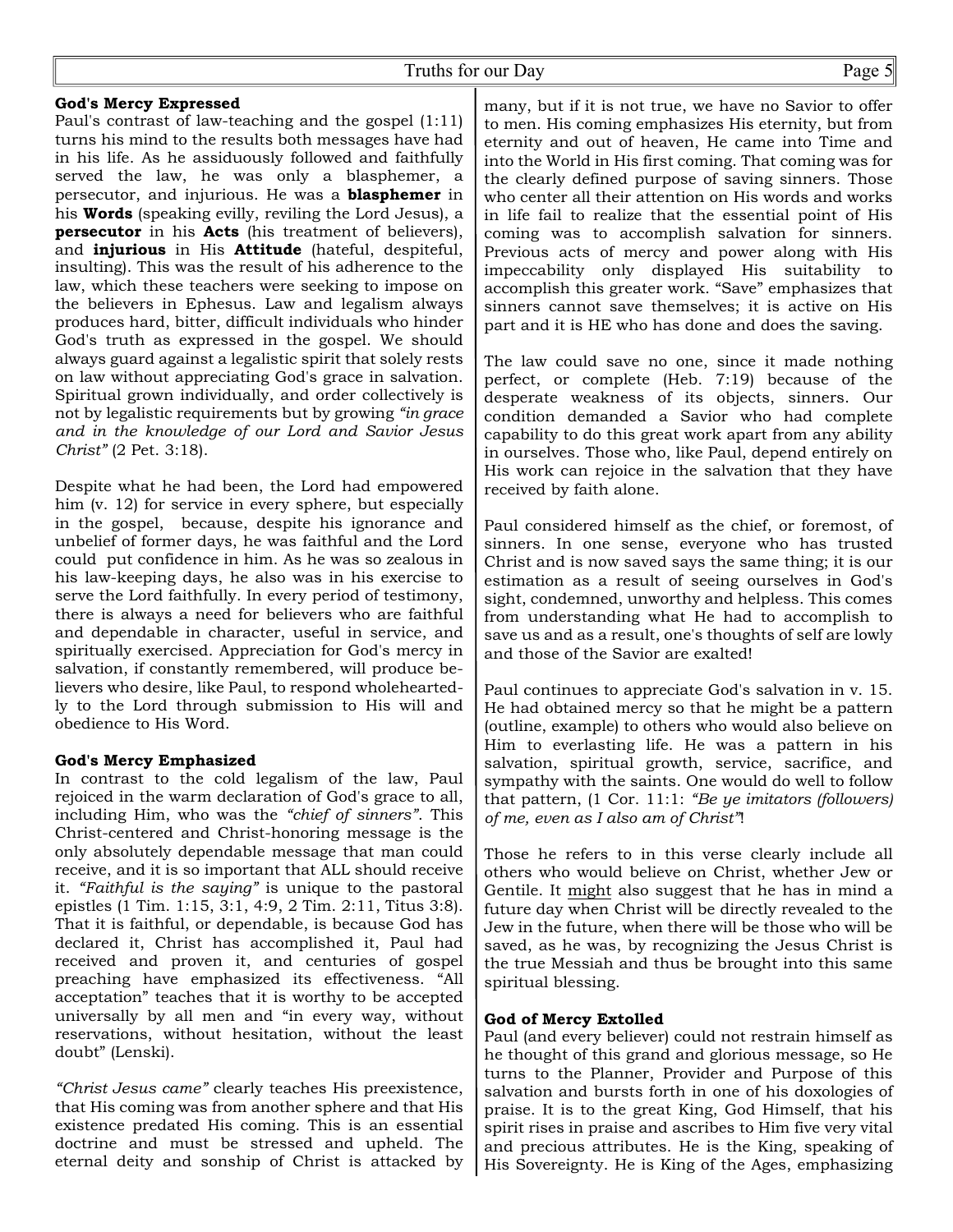**God's Mercy Expressed**

Paul's contrast of law-teaching and the gospel (1:11) turns his mind to the results both messages have had in his life. As he assiduously followed and faithfully served the law, he was only a blasphemer, a persecutor, and injurious. He was a **blasphemer** in his **Words** (speaking evilly, reviling the Lord Jesus), a **persecutor** in his **Acts** (his treatment of believers), and **injurious** in His **Attitude** (hateful, despiteful, insulting). This was the result of his adherence to the law, which these teachers were seeking to impose on the believers in Ephesus. Law and legalism always produces hard, bitter, difficult individuals who hinder God's truth as expressed in the gospel. We should always guard against a legalistic spirit that solely rests on law without appreciating God's grace in salvation. Spiritual grown individually, and order collectively is not by legalistic requirements but by growing *"in grace and in the knowledge of our Lord and Savior Jesus Christ"* (2 Pet. 3:18).

Despite what he had been, the Lord had empowered him (v. 12) for service in every sphere, but especially in the gospel, because, despite his ignorance and unbelief of former days, he was faithful and the Lord could put confidence in him. As he was so zealous in his law-keeping days, he also was in his exercise to serve the Lord faithfully. In every period of testimony, there is always a need for believers who are faithful and dependable in character, useful in service, and spiritually exercised. Appreciation for God's mercy in salvation, if constantly remembered, will produce believers who desire, like Paul, to respond wholeheartedly to the Lord through submission to His will and obedience to His Word.

**God's Mercy Emphasized**

In contrast to the cold legalism of the law, Paul rejoiced in the warm declaration of God's grace to all, including Him, who was the *"chief of sinners"*. This Christ-centered and Christ-honoring message is the only absolutely dependable message that man could receive, and it is so important that ALL should receive it. *"Faithful is the saying"* is unique to the pastoral epistles (1 Tim. 1:15, 3:1, 4:9, 2 Tim. 2:11, Titus 3:8). That it is faithful, or dependable, is because God has declared it, Christ has accomplished it, Paul had received and proven it, and centuries of gospel preaching have emphasized its effectiveness. "All acceptation" teaches that it is worthy to be accepted universally by all men and "in every way, without reservations, without hesitation, without the least doubt" (Lenski).

*"Christ Jesus came"* clearly teaches His preexistence, that His coming was from another sphere and that His existence predated His coming. This is an essential doctrine and must be stressed and upheld. The eternal deity and sonship of Christ is attacked by many, but if it is not true, we have no Savior to offer to men. His coming emphasizes His eternity, but from eternity and out of heaven, He came into Time and into the World in His first coming. That coming was for the clearly defined purpose of saving sinners. Those who center all their attention on His words and works in life fail to realize that the essential point of His coming was to accomplish salvation for sinners. Previous acts of mercy and power along with His impeccability only displayed His suitability to accomplish this greater work. "Save" emphasizes that sinners cannot save themselves; it is active on His part and it is HE who has done and does the saving.

The law could save no one, since it made nothing perfect, or complete (Heb. 7:19) because of the desperate weakness of its objects, sinners. Our condition demanded a Savior who had complete capability to do this great work apart from any ability in ourselves. Those who, like Paul, depend entirely on His work can rejoice in the salvation that they have received by faith alone.

Paul considered himself as the chief, or foremost, of sinners. In one sense, everyone who has trusted Christ and is now saved says the same thing; it is our estimation as a result of seeing ourselves in God's sight, condemned, unworthy and helpless. This comes from understanding what He had to accomplish to save us and as a result, one's thoughts of self are lowly and those of the Savior are exalted!

Paul continues to appreciate God's salvation in v. 15. He had obtained mercy so that he might be a pattern (outline, example) to others who would also believe on Him to everlasting life. He was a pattern in his salvation, spiritual growth, service, sacrifice, and sympathy with the saints. One would do well to follow that pattern, (1 Cor. 11:1: *"Be ye imitators (followers) of me, even as I also am of Christ"*!

Those he refers to in this verse clearly include all others who would believe on Christ, whether Jew or Gentile. It <u>might</u> also suggest that he has in mind a future day when Christ will be directly revealed to the Jew in the future, when there will be those who will be saved, as he was, by recognizing the Jesus Christ is the true Messiah and thus be brought into this same spiritual blessing.

**God of Mercy Extolled**

Paul (and every believer) could not restrain himself as he thought of this grand and glorious message, so He turns to the Planner, Provider and Purpose of this salvation and bursts forth in one of his doxologies of praise. It is to the great King, God Himself, that his spirit rises in praise and ascribes to Him five very vital and precious attributes. He is the King, speaking of His Sovereignty. He is King of the Ages, emphasizing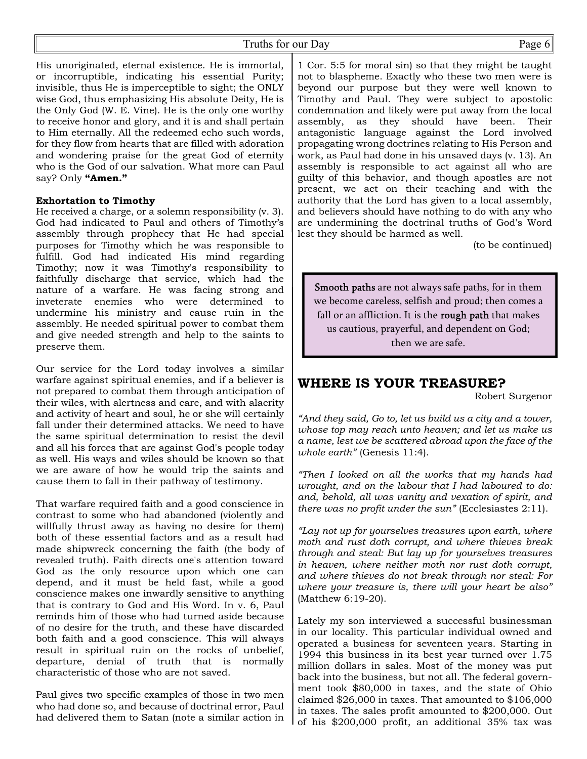His unoriginated, eternal existence. He is immortal, or incorruptible, indicating his essential Purity; invisible, thus He is imperceptible to sight; the ONLY wise God, thus emphasizing His absolute Deity, He is the Only God (W. E. Vine). He is the only one worthy to receive honor and glory, and it is and shall pertain to Him eternally. All the redeemed echo such words, for they flow from hearts that are filled with adoration and wondering praise for the great God of eternity who is the God of our salvation. What more can Paul say? Only **"Amen."**

**Exhortation to Timothy**

He received a charge, or a solemn responsibility (v. 3). God had indicated to Paul and others of Timothy's assembly through prophecy that He had special purposes for Timothy which he was responsible to fulfill. God had indicated His mind regarding Timothy; now it was Timothy's responsibility to faithfully discharge that service, which had the nature of a warfare. He was facing strong and inveterate enemies who were determined to undermine his ministry and cause ruin in the assembly. He needed spiritual power to combat them and give needed strength and help to the saints to preserve them.

Our service for the Lord today involves a similar warfare against spiritual enemies, and if a believer is not prepared to combat them through anticipation of their wiles, with alertness and care, and with alacrity and activity of heart and soul, he or she will certainly fall under their determined attacks. We need to have the same spiritual determination to resist the devil and all his forces that are against God's people today as well. His ways and wiles should be known so that we are aware of how he would trip the saints and cause them to fall in their pathway of testimony.

That warfare required faith and a good conscience in contrast to some who had abandoned (violently and willfully thrust away as having no desire for them) both of these essential factors and as a result had made shipwreck concerning the faith (the body of revealed truth). Faith directs one's attention toward God as the only resource upon which one can depend, and it must be held fast, while a good conscience makes one inwardly sensitive to anything that is contrary to God and His Word. In v. 6, Paul reminds him of those who had turned aside because of no desire for the truth, and these have discarded both faith and a good conscience. This will always result in spiritual ruin on the rocks of unbelief, departure, denial of truth that is normally characteristic of those who are not saved.

Paul gives two specific examples of those in two men who had done so, and because of doctrinal error, Paul had delivered them to Satan (note a similar action in 1 Cor. 5:5 for moral sin) so that they might be taught not to blaspheme. Exactly who these two men were is beyond our purpose but they were well known to Timothy and Paul. They were subject to apostolic condemnation and likely were put away from the local assembly, as they should have been. Their antagonistic language against the Lord involved propagating wrong doctrines relating to His Person and work, as Paul had done in his unsaved days (v. 13). An assembly is responsible to act against all who are guilty of this behavior, and though apostles are not present, we act on their teaching and with the authority that the Lord has given to a local assembly, and believers should have nothing to do with any who are undermining the doctrinal truths of God's Word lest they should be harmed as well.

(to be continued)

> **Smooth paths** are not always safe paths, for in them we become careless, selfish and proud; then comes a fall or an affliction. It is the **rough path** that makes us cautious, prayerful, and dependent on God; then we are safe.

## WHERE IS YOUR TREASURE?

Robert Surgenor

*"And they said, Go to, let us build us a city and a tower, whose top may reach unto heaven; and let us make us a name, lest we be scattered abroad upon the face of the whole earth"* (Genesis 11:4).

*"Then I looked on all the works that my hands had wrought, and on the labour that I had laboured to do: and, behold, all was vanity and vexation of spirit, and there was no profit under the sun"* (Ecclesiastes 2:11).

*"Lay not up for yourselves treasures upon earth, where moth and rust doth corrupt, and where thieves break through and steal: But lay up for yourselves treasures in heaven, where neither moth nor rust doth corrupt, and where thieves do not break through nor steal: For where your treasure is, there will your heart be also"* (Matthew 6:19-20).

Lately my son interviewed a successful businessman in our locality. This particular individual owned and operated a business for seventeen years. Starting in 1994 this business in its best year turned over 1.75 million dollars in sales. Most of the money was put back into the business, but not all. The federal government took $80,000 in taxes, and the state of Ohio claimed $26,000 in taxes. That amounted to $106,000 in taxes. The sales profit amounted to $200,000. Out of his $200,000 profit, an additional 35% tax was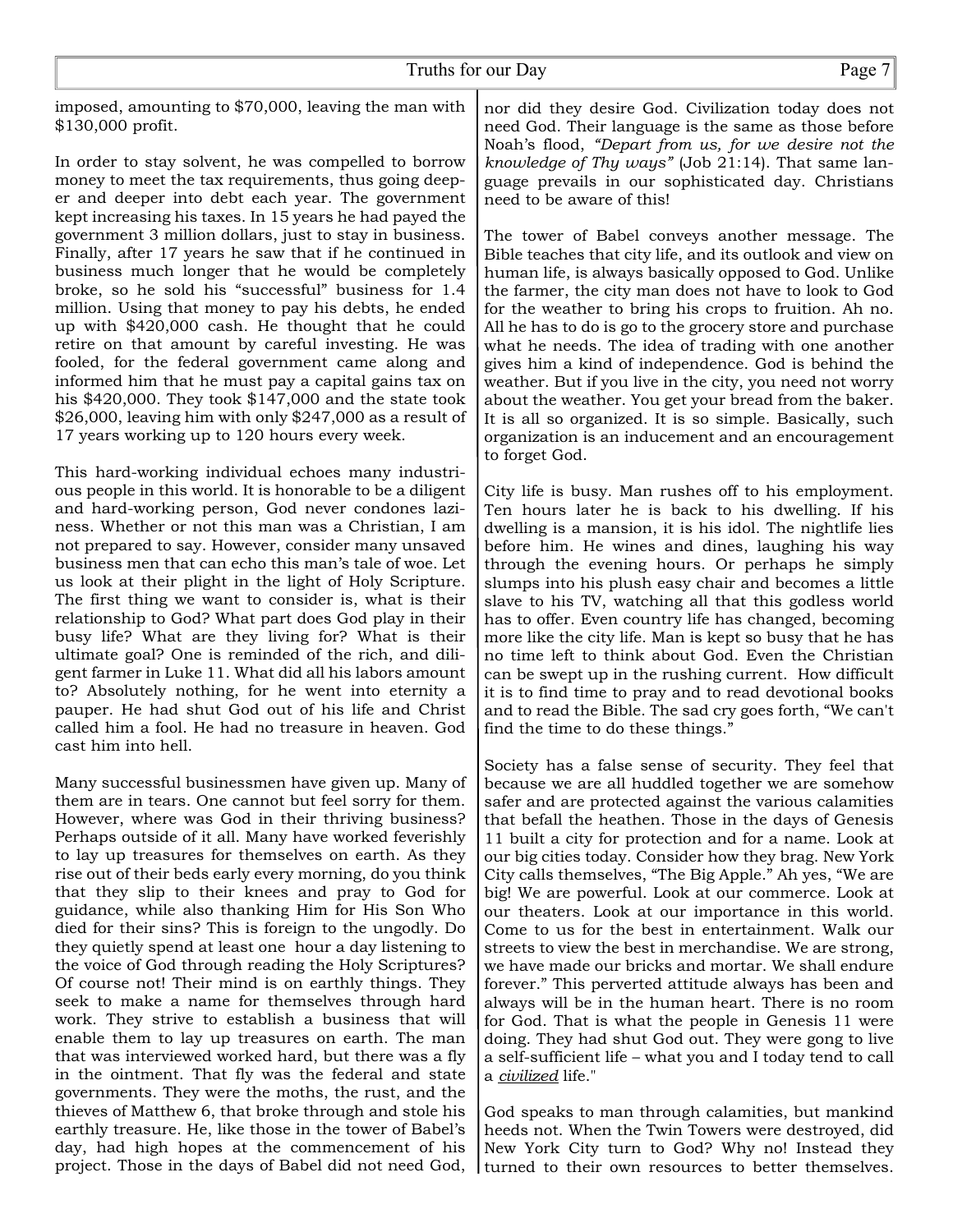imposed, amounting to $70,000, leaving the man with $130,000 profit.

In order to stay solvent, he was compelled to borrow money to meet the tax requirements, thus going deeper and deeper into debt each year. The government kept increasing his taxes. In 15 years he had payed the government 3 million dollars, just to stay in business. Finally, after 17 years he saw that if he continued in business much longer that he would be completely broke, so he sold his "successful" business for 1.4 million. Using that money to pay his debts, he ended up with $420,000 cash. He thought that he could retire on that amount by careful investing. He was fooled, for the federal government came along and informed him that he must pay a capital gains tax on his $420,000. They took $147,000 and the state took $26,000, leaving him with only $247,000 as a result of 17 years working up to 120 hours every week.

This hard-working individual echoes many industrious people in this world. It is honorable to be a diligent and hard-working person, God never condones laziness. Whether or not this man was a Christian, I am not prepared to say. However, consider many unsaved business men that can echo this man's tale of woe. Let us look at their plight in the light of Holy Scripture. The first thing we want to consider is, what is their relationship to God? What part does God play in their busy life? What are they living for? What is their ultimate goal? One is reminded of the rich, and diligent farmer in Luke 11. What did all his labors amount to? Absolutely nothing, for he went into eternity a pauper. He had shut God out of his life and Christ called him a fool. He had no treasure in heaven. God cast him into hell.

Many successful businessmen have given up. Many of them are in tears. One cannot but feel sorry for them. However, where was God in their thriving business? Perhaps outside of it all. Many have worked feverishly to lay up treasures for themselves on earth. As they rise out of their beds early every morning, do you think that they slip to their knees and pray to God for guidance, while also thanking Him for His Son Who died for their sins? This is foreign to the ungodly. Do they quietly spend at least one hour a day listening to the voice of God through reading the Holy Scriptures? Of course not! Their mind is on earthly things. They seek to make a name for themselves through hard work. They strive to establish a business that will enable them to lay up treasures on earth. The man that was interviewed worked hard, but there was a fly in the ointment. That fly was the federal and state governments. They were the moths, the rust, and the thieves of Matthew 6, that broke through and stole his earthly treasure. He, like those in the tower of Babel's day, had high hopes at the commencement of his project. Those in the days of Babel did not need God, nor did they desire God. Civilization today does not need God. Their language is the same as those before Noah's flood, *"Depart from us, for we desire not the knowledge of Thy ways"* (Job 21:14). That same language prevails in our sophisticated day. Christians need to be aware of this!

The tower of Babel conveys another message. The Bible teaches that city life, and its outlook and view on human life, is always basically opposed to God. Unlike the farmer, the city man does not have to look to God for the weather to bring his crops to fruition. Ah no. All he has to do is go to the grocery store and purchase what he needs. The idea of trading with one another gives him a kind of independence. God is behind the weather. But if you live in the city, you need not worry about the weather. You get your bread from the baker. It is all so organized. It is so simple. Basically, such organization is an inducement and an encouragement to forget God.

City life is busy. Man rushes off to his employment. Ten hours later he is back to his dwelling. If his dwelling is a mansion, it is his idol. The nightlife lies before him. He wines and dines, laughing his way through the evening hours. Or perhaps he simply slumps into his plush easy chair and becomes a little slave to his TV, watching all that this godless world has to offer. Even country life has changed, becoming more like the city life. Man is kept so busy that he has no time left to think about God. Even the Christian can be swept up in the rushing current. How difficult it is to find time to pray and to read devotional books and to read the Bible. The sad cry goes forth, "We can't find the time to do these things."

Society has a false sense of security. They feel that because we are all huddled together we are somehow safer and are protected against the various calamities that befall the heathen. Those in the days of Genesis 11 built a city for protection and for a name. Look at our big cities today. Consider how they brag. New York City calls themselves, "The Big Apple." Ah yes, "We are big! We are powerful. Look at our commerce. Look at our theaters. Look at our importance in this world. Come to us for the best in entertainment. Walk our streets to view the best in merchandise. We are strong, we have made our bricks and mortar. We shall endure forever." This perverted attitude always has been and always will be in the human heart. There is no room for God. That is what the people in Genesis 11 were doing. They had shut God out. They were gong to live a self-sufficient life – what you and I today tend to call a *civilized* life."

God speaks to man through calamities, but mankind heeds not. When the Twin Towers were destroyed, did New York City turn to God? Why no! Instead they turned to their own resources to better themselves.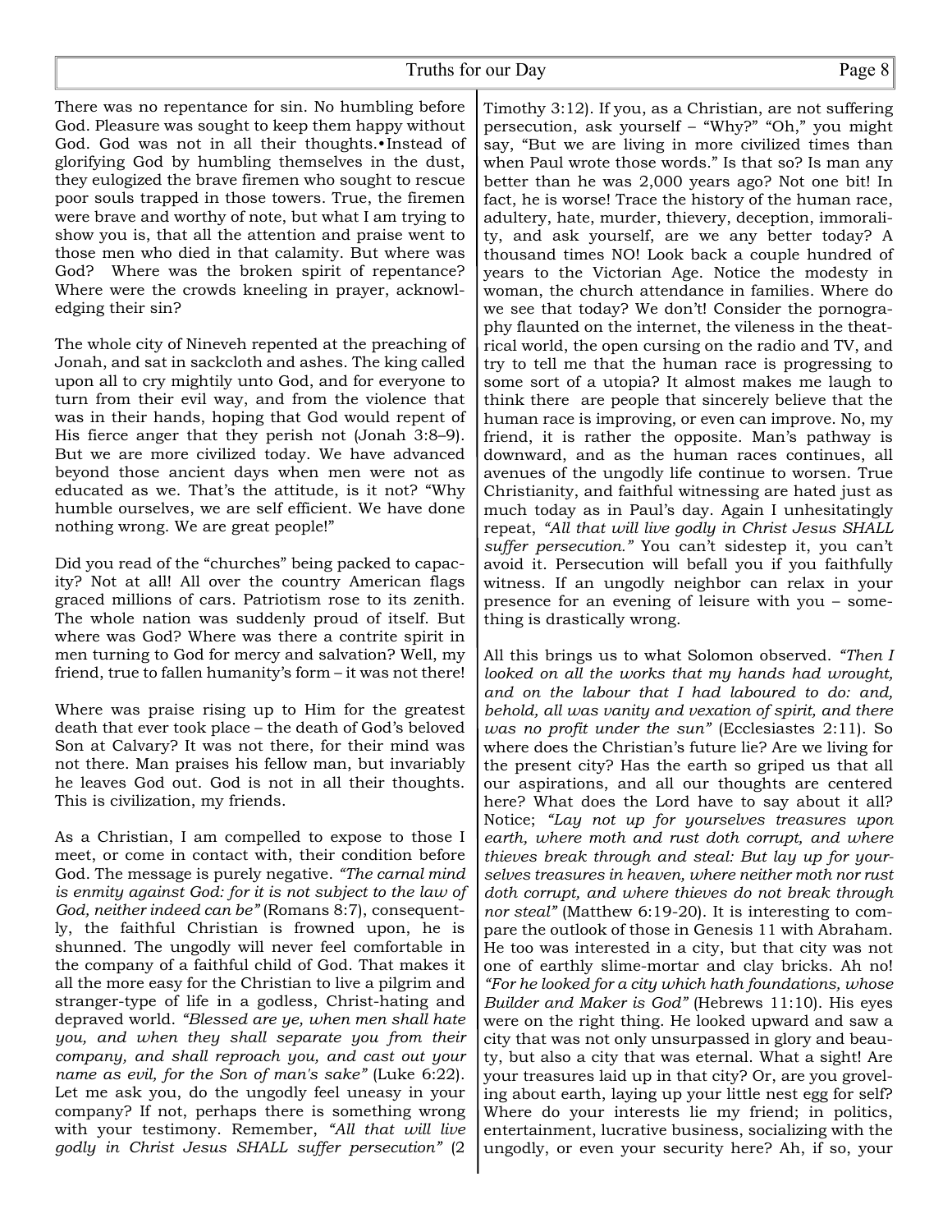There was no repentance for sin. No humbling before God. Pleasure was sought to keep them happy without God. God was not in all their thoughts.•Instead of glorifying God by humbling themselves in the dust, they eulogized the brave firemen who sought to rescue poor souls trapped in those towers. True, the firemen were brave and worthy of note, but what I am trying to show you is, that all the attention and praise went to those men who died in that calamity. But where was God? Where was the broken spirit of repentance? Where were the crowds kneeling in prayer, acknowledging their sin?

The whole city of Nineveh repented at the preaching of Jonah, and sat in sackcloth and ashes. The king called upon all to cry mightily unto God, and for everyone to turn from their evil way, and from the violence that was in their hands, hoping that God would repent of His fierce anger that they perish not (Jonah 3:8–9). But we are more civilized today. We have advanced beyond those ancient days when men were not as educated as we. That's the attitude, is it not? "Why humble ourselves, we are self efficient. We have done nothing wrong. We are great people!"

Did you read of the "churches" being packed to capacity? Not at all! All over the country American flags graced millions of cars. Patriotism rose to its zenith. The whole nation was suddenly proud of itself. But where was God? Where was there a contrite spirit in men turning to God for mercy and salvation? Well, my friend, true to fallen humanity's form – it was not there!

Where was praise rising up to Him for the greatest death that ever took place – the death of God's beloved Son at Calvary? It was not there, for their mind was not there. Man praises his fellow man, but invariably he leaves God out. God is not in all their thoughts. This is civilization, my friends.

As a Christian, I am compelled to expose to those I meet, or come in contact with, their condition before God. The message is purely negative. *"The carnal mind is enmity against God: for it is not subject to the law of God, neither indeed can be"* (Romans 8:7), consequently, the faithful Christian is frowned upon, he is shunned. The ungodly will never feel comfortable in the company of a faithful child of God. That makes it all the more easy for the Christian to live a pilgrim and stranger-type of life in a godless, Christ-hating and depraved world. *"Blessed are ye, when men shall hate you, and when they shall separate you from their company, and shall reproach you, and cast out your name as evil, for the Son of man's sake"* (Luke 6:22). Let me ask you, do the ungodly feel uneasy in your company? If not, perhaps there is something wrong with your testimony. Remember, *"All that will live godly in Christ Jesus SHALL suffer persecution"* (2 Timothy 3:12). If you, as a Christian, are not suffering persecution, ask yourself – "Why?" "Oh," you might say, "But we are living in more civilized times than when Paul wrote those words." Is that so? Is man any better than he was 2,000 years ago? Not one bit! In fact, he is worse! Trace the history of the human race, adultery, hate, murder, thievery, deception, immorality, and ask yourself, are we any better today? A thousand times NO! Look back a couple hundred of years to the Victorian Age. Notice the modesty in woman, the church attendance in families. Where do we see that today? We don't! Consider the pornography flaunted on the internet, the vileness in the theatrical world, the open cursing on the radio and TV, and try to tell me that the human race is progressing to some sort of a utopia? It almost makes me laugh to think there are people that sincerely believe that the human race is improving, or even can improve. No, my friend, it is rather the opposite. Man's pathway is downward, and as the human races continues, all avenues of the ungodly life continue to worsen. True Christianity, and faithful witnessing are hated just as much today as in Paul's day. Again I unhesitatingly repeat, *"All that will live godly in Christ Jesus SHALL suffer persecution."* You can't sidestep it, you can't avoid it. Persecution will befall you if you faithfully witness. If an ungodly neighbor can relax in your presence for an evening of leisure with you – something is drastically wrong.

All this brings us to what Solomon observed. *"Then I looked on all the works that my hands had wrought, and on the labour that I had laboured to do: and, behold, all was vanity and vexation of spirit, and there was no profit under the sun"* (Ecclesiastes 2:11). So where does the Christian's future lie? Are we living for the present city? Has the earth so griped us that all our aspirations, and all our thoughts are centered here? What does the Lord have to say about it all? Notice; *"Lay not up for yourselves treasures upon earth, where moth and rust doth corrupt, and where thieves break through and steal: But lay up for yourselves treasures in heaven, where neither moth nor rust doth corrupt, and where thieves do not break through nor steal"* (Matthew 6:19-20). It is interesting to compare the outlook of those in Genesis 11 with Abraham. He too was interested in a city, but that city was not one of earthly slime-mortar and clay bricks. Ah no! *"For he looked for a city which hath foundations, whose Builder and Maker is God"* (Hebrews 11:10). His eyes were on the right thing. He looked upward and saw a city that was not only unsurpassed in glory and beauty, but also a city that was eternal. What a sight! Are your treasures laid up in that city? Or, are you groveling about earth, laying up your little nest egg for self? Where do your interests lie my friend; in politics, entertainment, lucrative business, socializing with the ungodly, or even your security here? Ah, if so, your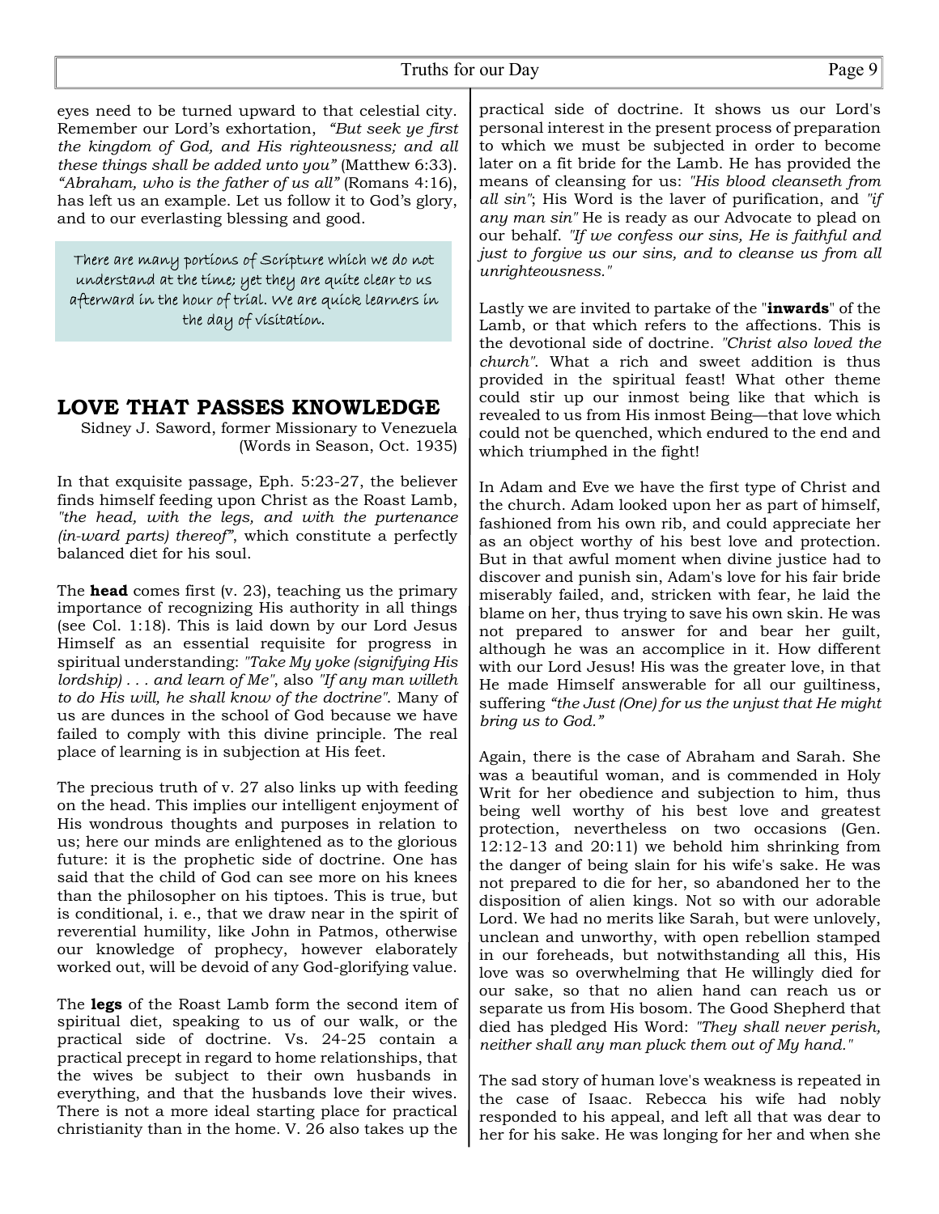eyes need to be turned upward to that celestial city. Remember our Lord's exhortation, *"But seek ye first the kingdom of God, and His righteousness; and all these things shall be added unto you"* (Matthew 6:33). *"Abraham, who is the father of us all"* (Romans 4:16), has left us an example. Let us follow it to God's glory, and to our everlasting blessing and good.

> There are many portions of Scripture which we do not understand at the time; yet they are quite clear to us afterward in the hour of trial. We are quick learners in the day of visitation.

## LOVE THAT PASSES KNOWLEDGE

Sidney J. Saword, former Missionary to Venezuela
(Words in Season, Oct. 1935)

In that exquisite passage, Eph. 5:23-27, the believer finds himself feeding upon Christ as the Roast Lamb, *"the head, with the legs, and with the purtenance (in-ward parts) thereof"*, which constitute a perfectly balanced diet for his soul.

The **head** comes first (v. 23), teaching us the primary importance of recognizing His authority in all things (see Col. 1:18). This is laid down by our Lord Jesus Himself as an essential requisite for progress in spiritual understanding: *"Take My yoke (signifying His lordship) . . . and learn of Me"*, also *"If any man willeth to do His will, he shall know of the doctrine"*. Many of us are dunces in the school of God because we have failed to comply with this divine principle. The real place of learning is in subjection at His feet.

The precious truth of v. 27 also links up with feeding on the head. This implies our intelligent enjoyment of His wondrous thoughts and purposes in relation to us; here our minds are enlightened as to the glorious future: it is the prophetic side of doctrine. One has said that the child of God can see more on his knees than the philosopher on his tiptoes. This is true, but is conditional, i. e., that we draw near in the spirit of reverential humility, like John in Patmos, otherwise our knowledge of prophecy, however elaborately worked out, will be devoid of any God-glorifying value.

The **legs** of the Roast Lamb form the second item of spiritual diet, speaking to us of our walk, or the practical side of doctrine. Vs. 24-25 contain a practical precept in regard to home relationships, that the wives be subject to their own husbands in everything, and that the husbands love their wives. There is not a more ideal starting place for practical christianity than in the home. V. 26 also takes up the practical side of doctrine. It shows us our Lord's personal interest in the present process of preparation to which we must be subjected in order to become later on a fit bride for the Lamb. He has provided the means of cleansing for us: *"His blood cleanseth from all sin"*; His Word is the laver of purification, and *"if any man sin"* He is ready as our Advocate to plead on our behalf. *"If we confess our sins, He is faithful and just to forgive us our sins, and to cleanse us from all unrighteousness."*

Lastly we are invited to partake of the "**inwards**" of the Lamb, or that which refers to the affections. This is the devotional side of doctrine. *"Christ also loved the church"*. What a rich and sweet addition is thus provided in the spiritual feast! What other theme could stir up our inmost being like that which is revealed to us from His inmost Being—that love which could not be quenched, which endured to the end and which triumphed in the fight!

In Adam and Eve we have the first type of Christ and the church. Adam looked upon her as part of himself, fashioned from his own rib, and could appreciate her as an object worthy of his best love and protection. But in that awful moment when divine justice had to discover and punish sin, Adam's love for his fair bride miserably failed, and, stricken with fear, he laid the blame on her, thus trying to save his own skin. He was not prepared to answer for and bear her guilt, although he was an accomplice in it. How different with our Lord Jesus! His was the greater love, in that He made Himself answerable for all our guiltiness, suffering *"the Just (One) for us the unjust that He might bring us to God."*

Again, there is the case of Abraham and Sarah. She was a beautiful woman, and is commended in Holy Writ for her obedience and subjection to him, thus being well worthy of his best love and greatest protection, nevertheless on two occasions (Gen. 12:12-13 and 20:11) we behold him shrinking from the danger of being slain for his wife's sake. He was not prepared to die for her, so abandoned her to the disposition of alien kings. Not so with our adorable Lord. We had no merits like Sarah, but were unlovely, unclean and unworthy, with open rebellion stamped in our foreheads, but notwithstanding all this, His love was so overwhelming that He willingly died for our sake, so that no alien hand can reach us or separate us from His bosom. The Good Shepherd that died has pledged His Word: *"They shall never perish, neither shall any man pluck them out of My hand."*

The sad story of human love's weakness is repeated in the case of Isaac. Rebecca his wife had nobly responded to his appeal, and left all that was dear to her for his sake. He was longing for her and when she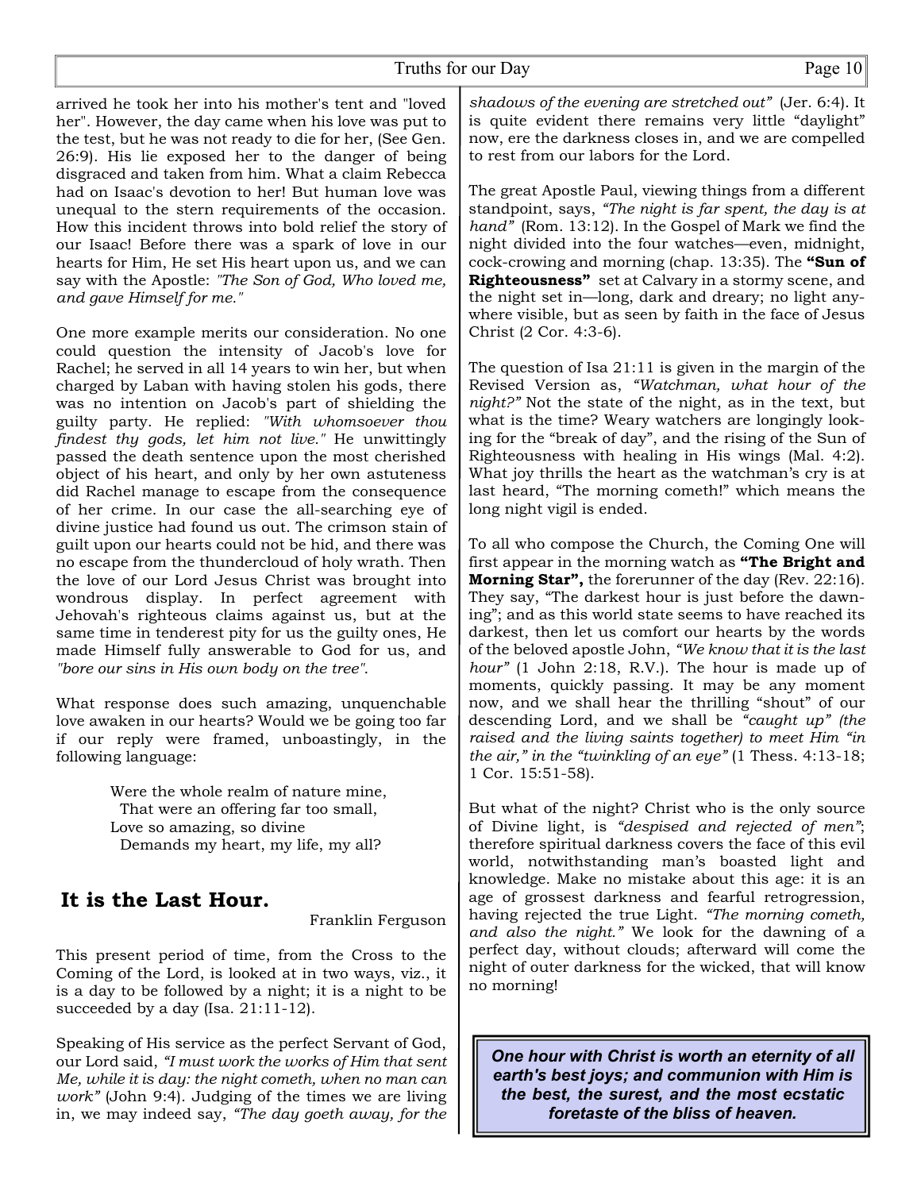arrived he took her into his mother's tent and "loved her". However, the day came when his love was put to the test, but he was not ready to die for her, (See Gen. 26:9). His lie exposed her to the danger of being disgraced and taken from him. What a claim Rebecca had on Isaac's devotion to her! But human love was unequal to the stern requirements of the occasion. How this incident throws into bold relief the story of our Isaac! Before there was a spark of love in our hearts for Him, He set His heart upon us, and we can say with the Apostle: *"The Son of God, Who loved me, and gave Himself for me."*

One more example merits our consideration. No one could question the intensity of Jacob's love for Rachel; he served in all 14 years to win her, but when charged by Laban with having stolen his gods, there was no intention on Jacob's part of shielding the guilty party. He replied: *"With whomsoever thou findest thy gods, let him not live."* He unwittingly passed the death sentence upon the most cherished object of his heart, and only by her own astuteness did Rachel manage to escape from the consequence of her crime. In our case the all-searching eye of divine justice had found us out. The crimson stain of guilt upon our hearts could not be hid, and there was no escape from the thundercloud of holy wrath. Then the love of our Lord Jesus Christ was brought into wondrous display. In perfect agreement with Jehovah's righteous claims against us, but at the same time in tenderest pity for us the guilty ones, He made Himself fully answerable to God for us, and *"bore our sins in His own body on the tree".*

What response does such amazing, unquenchable love awaken in our hearts? Would we be going too far if our reply were framed, unboastingly, in the following language:

> Were the whole realm of nature mine,
> That were an offering far too small,
> Love so amazing, so divine
> Demands my heart, my life, my all?

## It is the Last Hour.

Franklin Ferguson

This present period of time, from the Cross to the Coming of the Lord, is looked at in two ways, viz., it is a day to be followed by a night; it is a night to be succeeded by a day (Isa. 21:11-12).

Speaking of His service as the perfect Servant of God, our Lord said, *"I must work the works of Him that sent Me, while it is day: the night cometh, when no man can work"* (John 9:4). Judging of the times we are living in, we may indeed say, *"The day goeth away, for the shadows of the evening are stretched out"* (Jer. 6:4). It is quite evident there remains very little "daylight" now, ere the darkness closes in, and we are compelled to rest from our labors for the Lord.

The great Apostle Paul, viewing things from a different standpoint, says, *"The night is far spent, the day is at hand"* (Rom. 13:12). In the Gospel of Mark we find the night divided into the four watches—even, midnight, cock-crowing and morning (chap. 13:35). The **"Sun of Righteousness"** set at Calvary in a stormy scene, and the night set in—long, dark and dreary; no light anywhere visible, but as seen by faith in the face of Jesus Christ (2 Cor. 4:3-6).

The question of Isa 21:11 is given in the margin of the Revised Version as, *"Watchman, what hour of the night?"* Not the state of the night, as in the text, but what is the time? Weary watchers are longingly looking for the "break of day", and the rising of the Sun of Righteousness with healing in His wings (Mal. 4:2). What joy thrills the heart as the watchman's cry is at last heard, "The morning cometh!" which means the long night vigil is ended.

To all who compose the Church, the Coming One will first appear in the morning watch as **"The Bright and Morning Star",** the forerunner of the day (Rev. 22:16). They say, "The darkest hour is just before the dawning"; and as this world state seems to have reached its darkest, then let us comfort our hearts by the words of the beloved apostle John, *"We know that it is the last hour"* (1 John 2:18, R.V.). The hour is made up of moments, quickly passing. It may be any moment now, and we shall hear the thrilling "shout" of our descending Lord, and we shall be *"caught up" (the raised and the living saints together) to meet Him "in the air," in the "twinkling of an eye"* (1 Thess. 4:13-18; 1 Cor. 15:51-58).

But what of the night? Christ who is the only source of Divine light, is *"despised and rejected of men"*; therefore spiritual darkness covers the face of this evil world, notwithstanding man's boasted light and knowledge. Make no mistake about this age: it is an age of grossest darkness and fearful retrogression, having rejected the true Light. *"The morning cometh, and also the night."* We look for the dawning of a perfect day, without clouds; afterward will come the night of outer darkness for the wicked, that will know no morning!

***One hour with Christ is worth an eternity of all earth's best joys; and communion with Him is the best, the surest, and the most ecstatic foretaste of the bliss of heaven.***